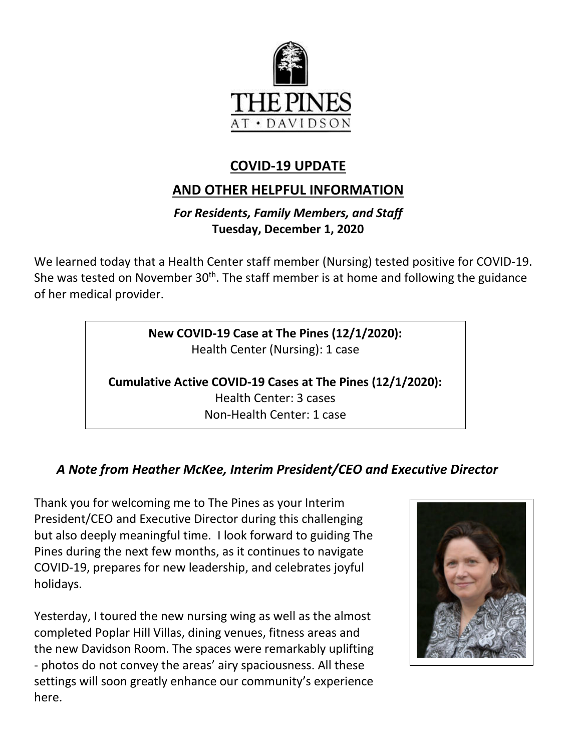THE PINES
AT • DAVIDSON

## COVID-19 UPDATE

## AND OTHER HELPFUL INFORMATION

***For Residents, Family Members, and Staff***
**Tuesday, December 1, 2020**

We learned today that a Health Center staff member (Nursing) tested positive for COVID-19. She was tested on November 30th. The staff member is at home and following the guidance of her medical provider.

**New COVID-19 Case at The Pines (12/1/2020):**
Health Center (Nursing): 1 case

**Cumulative Active COVID-19 Cases at The Pines (12/1/2020):**
Health Center: 3 cases
Non-Health Center: 1 case

### *A Note from Heather McKee, Interim President/CEO and Executive Director*

Thank you for welcoming me to The Pines as your Interim President/CEO and Executive Director during this challenging but also deeply meaningful time. I look forward to guiding The Pines during the next few months, as it continues to navigate COVID-19, prepares for new leadership, and celebrates joyful holidays.

Yesterday, I toured the new nursing wing as well as the almost completed Poplar Hill Villas, dining venues, fitness areas and the new Davidson Room. The spaces were remarkably uplifting - photos do not convey the areas' airy spaciousness. All these settings will soon greatly enhance our community's experience here.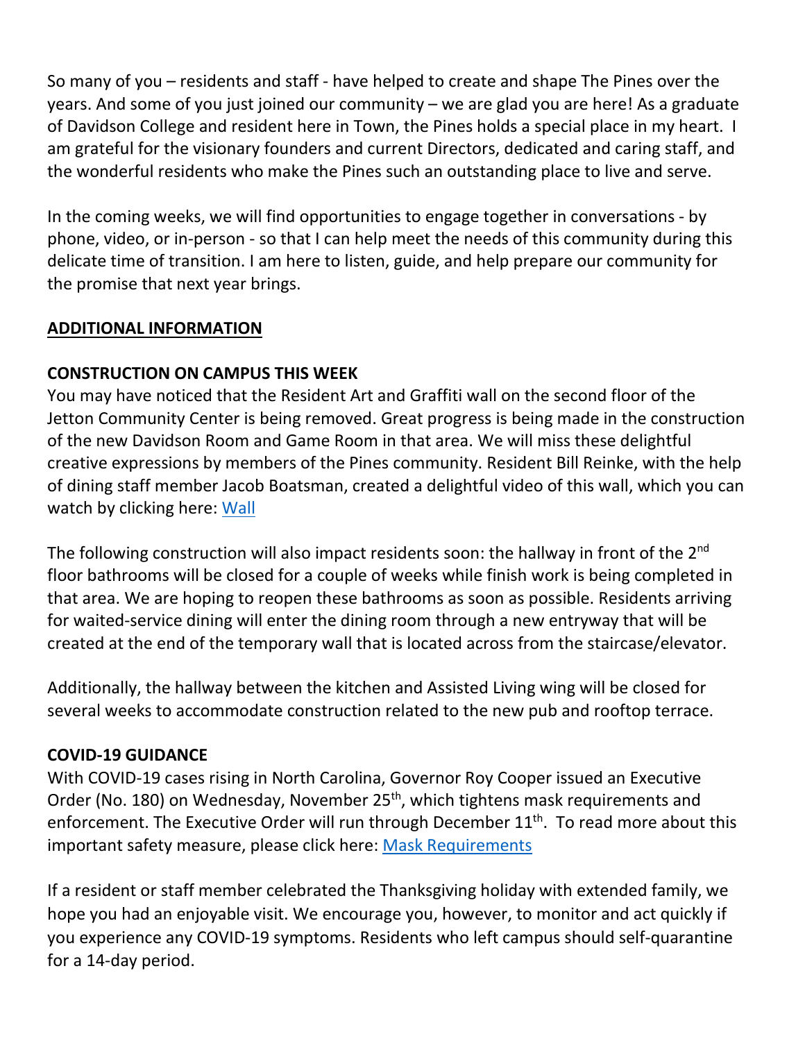So many of you – residents and staff - have helped to create and shape The Pines over the years. And some of you just joined our community – we are glad you are here! As a graduate of Davidson College and resident here in Town, the Pines holds a special place in my heart. I am grateful for the visionary founders and current Directors, dedicated and caring staff, and the wonderful residents who make the Pines such an outstanding place to live and serve.

In the coming weeks, we will find opportunities to engage together in conversations - by phone, video, or in-person - so that I can help meet the needs of this community during this delicate time of transition. I am here to listen, guide, and help prepare our community for the promise that next year brings.

**ADDITIONAL INFORMATION**

**CONSTRUCTION ON CAMPUS THIS WEEK**

You may have noticed that the Resident Art and Graffiti wall on the second floor of the Jetton Community Center is being removed. Great progress is being made in the construction of the new Davidson Room and Game Room in that area. We will miss these delightful creative expressions by members of the Pines community. Resident Bill Reinke, with the help of dining staff member Jacob Boatsman, created a delightful video of this wall, which you can watch by clicking here: Wall

The following construction will also impact residents soon: the hallway in front of the 2nd floor bathrooms will be closed for a couple of weeks while finish work is being completed in that area. We are hoping to reopen these bathrooms as soon as possible. Residents arriving for waited-service dining will enter the dining room through a new entryway that will be created at the end of the temporary wall that is located across from the staircase/elevator.

Additionally, the hallway between the kitchen and Assisted Living wing will be closed for several weeks to accommodate construction related to the new pub and rooftop terrace.

**COVID-19 GUIDANCE**

With COVID-19 cases rising in North Carolina, Governor Roy Cooper issued an Executive Order (No. 180) on Wednesday, November 25th, which tightens mask requirements and enforcement. The Executive Order will run through December 11th. To read more about this important safety measure, please click here: Mask Requirements

If a resident or staff member celebrated the Thanksgiving holiday with extended family, we hope you had an enjoyable visit. We encourage you, however, to monitor and act quickly if you experience any COVID-19 symptoms. Residents who left campus should self-quarantine for a 14-day period.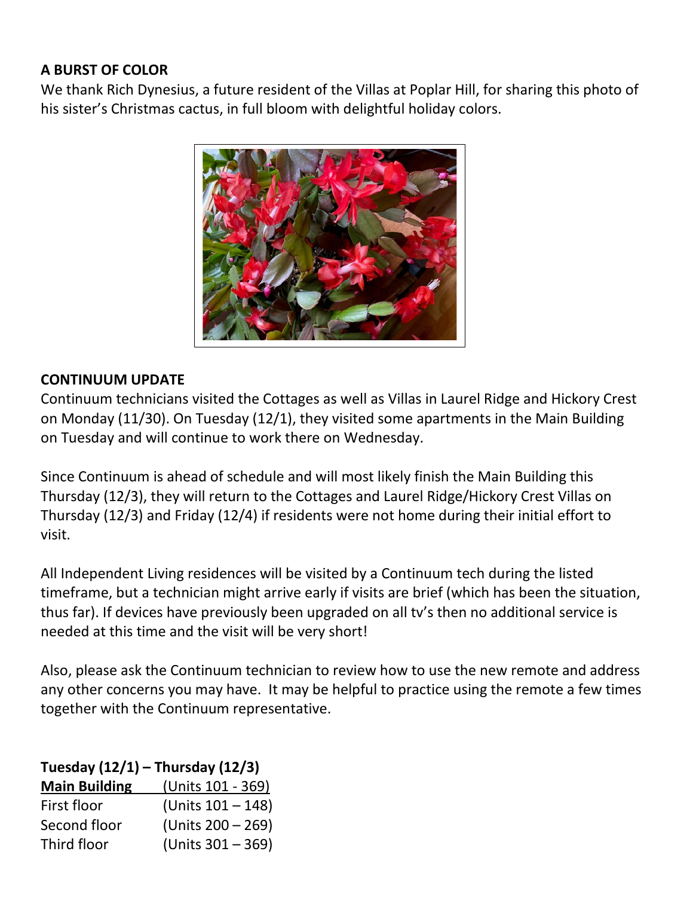**A BURST OF COLOR**

We thank Rich Dynesius, a future resident of the Villas at Poplar Hill, for sharing this photo of his sister's Christmas cactus, in full bloom with delightful holiday colors.

**CONTINUUM UPDATE**

Continuum technicians visited the Cottages as well as Villas in Laurel Ridge and Hickory Crest on Monday (11/30). On Tuesday (12/1), they visited some apartments in the Main Building on Tuesday and will continue to work there on Wednesday.

Since Continuum is ahead of schedule and will most likely finish the Main Building this Thursday (12/3), they will return to the Cottages and Laurel Ridge/Hickory Crest Villas on Thursday (12/3) and Friday (12/4) if residents were not home during their initial effort to visit.

All Independent Living residences will be visited by a Continuum tech during the listed timeframe, but a technician might arrive early if visits are brief (which has been the situation, thus far). If devices have previously been upgraded on all tv's then no additional service is needed at this time and the visit will be very short!

Also, please ask the Continuum technician to review how to use the new remote and address any other concerns you may have. It may be helpful to practice using the remote a few times together with the Continuum representative.

**Tuesday (12/1) – Thursday (12/3)**

| **Main Building** | (Units 101 - 369) |
|---|---|
| First floor | (Units 101 – 148) |
| Second floor | (Units 200 – 269) |
| Third floor | (Units 301 – 369) |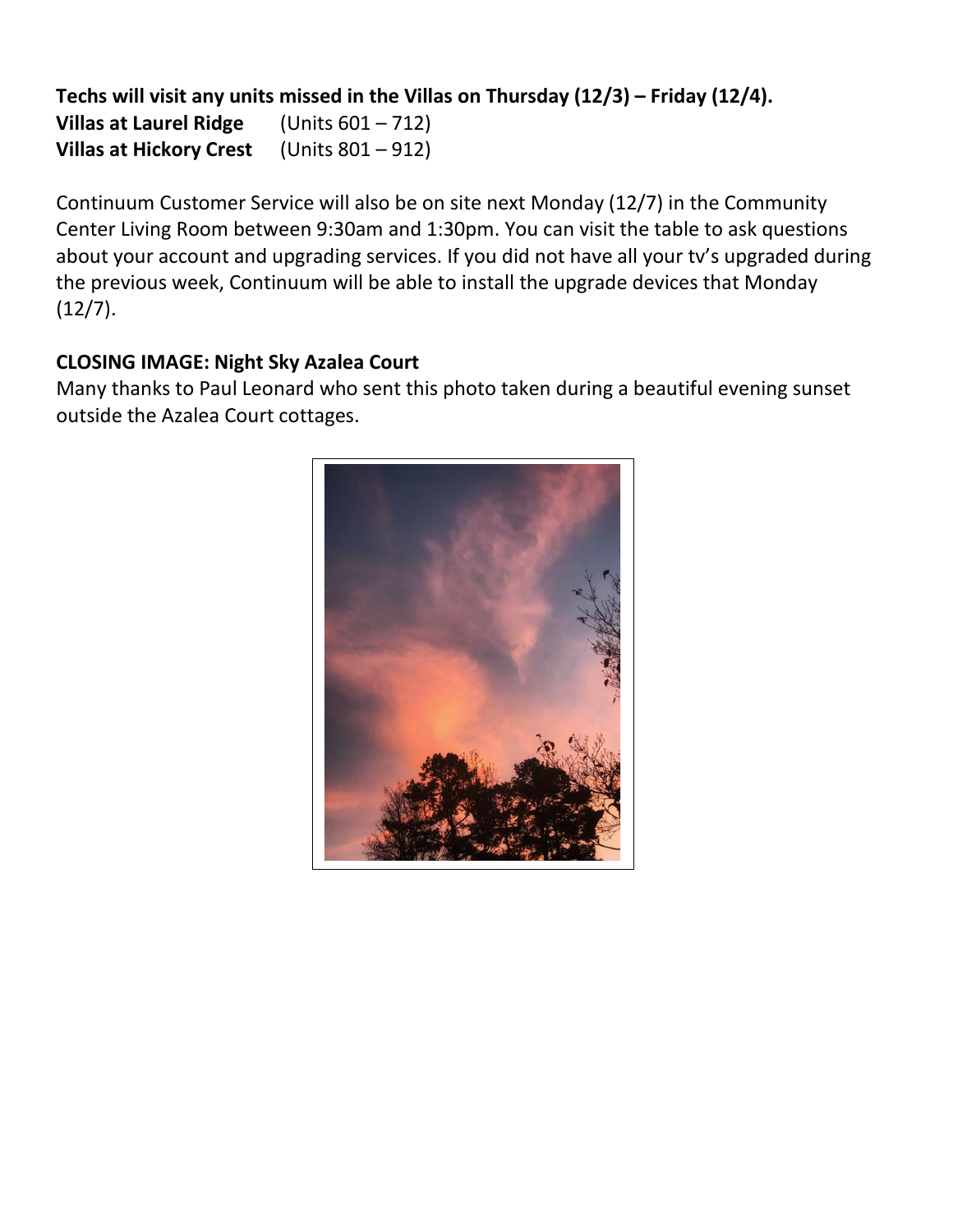**Techs will visit any units missed in the Villas on Thursday (12/3) – Friday (12/4).**
**Villas at Laurel Ridge** (Units 601 – 712)
**Villas at Hickory Crest** (Units 801 – 912)

Continuum Customer Service will also be on site next Monday (12/7) in the Community Center Living Room between 9:30am and 1:30pm. You can visit the table to ask questions about your account and upgrading services. If you did not have all your tv's upgraded during the previous week, Continuum will be able to install the upgrade devices that Monday (12/7).

**CLOSING IMAGE: Night Sky Azalea Court**

Many thanks to Paul Leonard who sent this photo taken during a beautiful evening sunset outside the Azalea Court cottages.